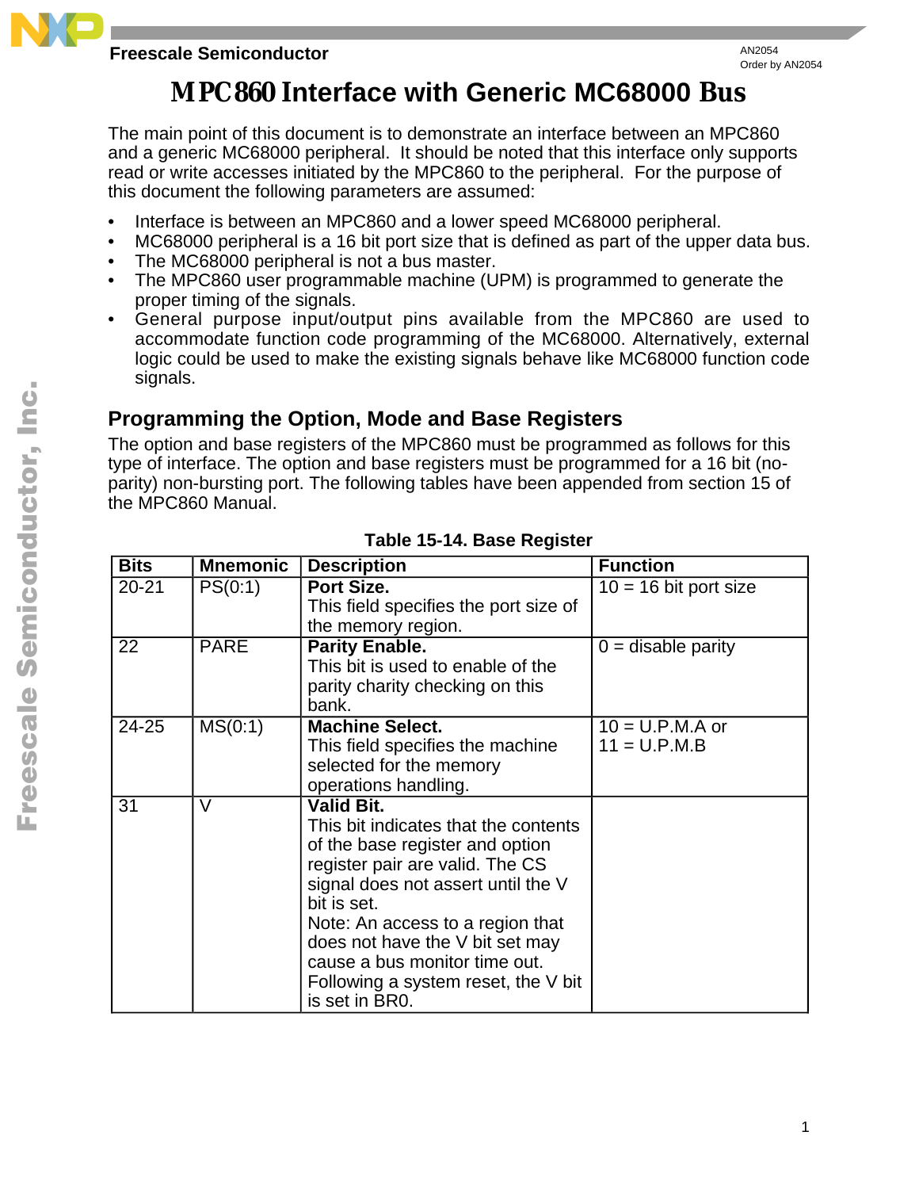Freescale Semiconductor

AN2054
Order by AN2054

# MPC860 Interface with Generic MC68000 Bus

The main point of this document is to demonstrate an interface between an MPC860 and a generic MC68000 peripheral. It should be noted that this interface only supports read or write accesses initiated by the MPC860 to the peripheral. For the purpose of this document the following parameters are assumed:

- Interface is between an MPC860 and a lower speed MC68000 peripheral.
- MC68000 peripheral is a 16 bit port size that is defined as part of the upper data bus.
- The MC68000 peripheral is not a bus master.
- The MPC860 user programmable machine (UPM) is programmed to generate the proper timing of the signals.
- General purpose input/output pins available from the MPC860 are used to accommodate function code programming of the MC68000. Alternatively, external logic could be used to make the existing signals behave like MC68000 function code signals.

## Programming the Option, Mode and Base Registers

The option and base registers of the MPC860 must be programmed as follows for this type of interface. The option and base registers must be programmed for a 16 bit (no-parity) non-bursting port. The following tables have been appended from section 15 of the MPC860 Manual.

**Table 15-14. Base Register**

| Bits | Mnemonic | Description | Function |
|---|---|---|---|
| 20-21 | PS(0:1) | **Port Size.** This field specifies the port size of the memory region. | 10 = 16 bit port size |
| 22 | PARE | **Parity Enable.** This bit is used to enable of the parity charity checking on this bank. | 0 = disable parity |
| 24-25 | MS(0:1) | **Machine Select.** This field specifies the machine selected for the memory operations handling. | 10 = U.P.M.A or 11 = U.P.M.B |
| 31 | V | **Valid Bit.** This bit indicates that the contents of the base register and option register pair are valid. The CS signal does not assert until the V bit is set. Note: An access to a region that does not have the V bit set may cause a bus monitor time out. Following a system reset, the V bit is set in BR0. | |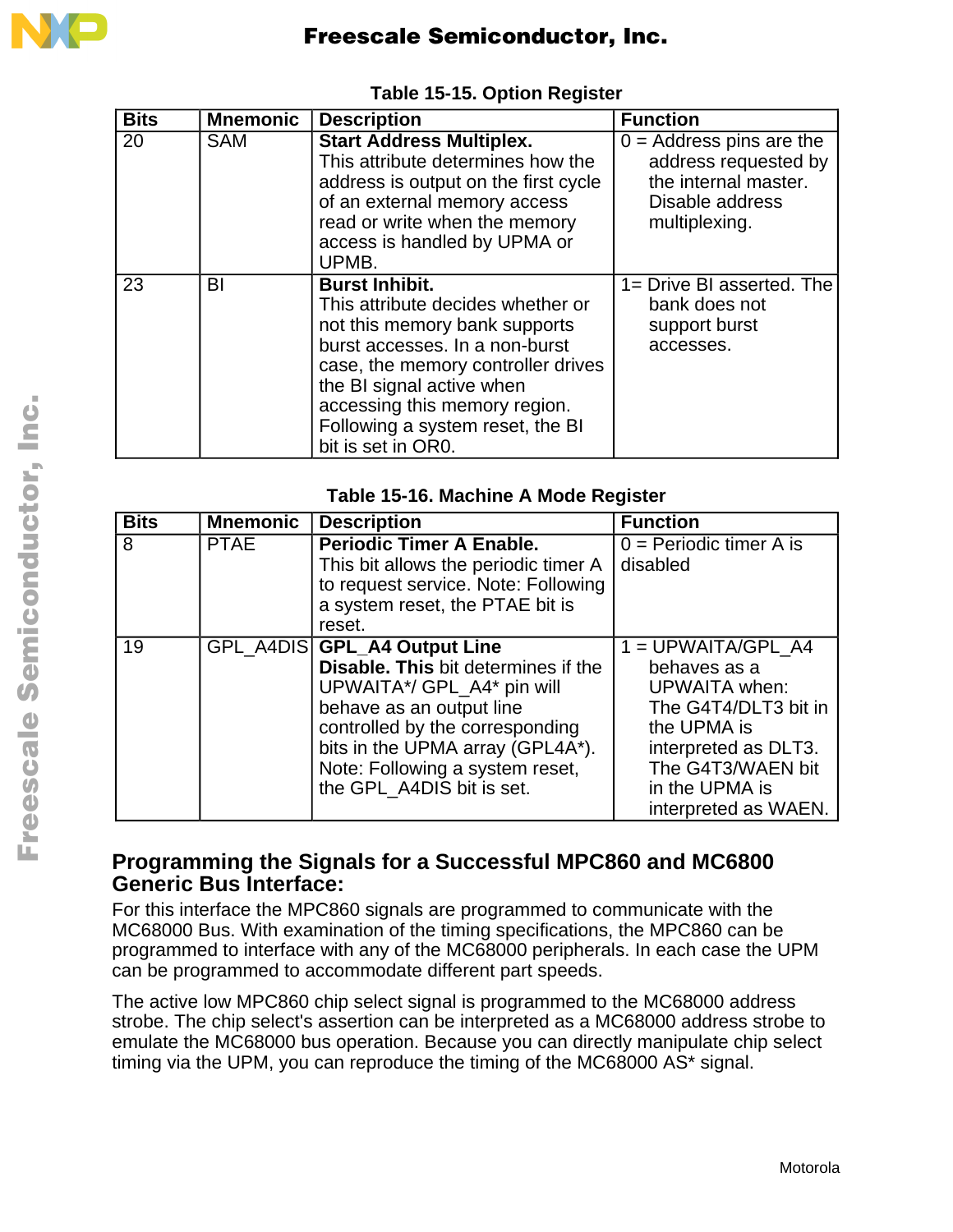**Table 15-15. Option Register**

| Bits | Mnemonic | Description | Function |
|---|---|---|---|
| 20 | SAM | **Start Address Multiplex.** This attribute determines how the address is output on the first cycle of an external memory access read or write when the memory access is handled by UPMA or UPMB. | 0 = Address pins are the address requested by the internal master. Disable address multiplexing. |
| 23 | BI | **Burst Inhibit.** This attribute decides whether or not this memory bank supports burst accesses. In a non-burst case, the memory controller drives the BI signal active when accessing this memory region. Following a system reset, the BI bit is set in OR0. | 1= Drive BI asserted. The bank does not support burst accesses. |

**Table 15-16. Machine A Mode Register**

| Bits | Mnemonic | Description | Function |
|---|---|---|---|
| 8 | PTAE | **Periodic Timer A Enable.** This bit allows the periodic timer A to request service. Note: Following a system reset, the PTAE bit is reset. | 0 = Periodic timer A is disabled |
| 19 | GPL_A4DIS | **GPL_A4 Output Line Disable. This** bit determines if the UPWAITA*/ GPL_A4* pin will behave as an output line controlled by the corresponding bits in the UPMA array (GPL4A*). Note: Following a system reset, the GPL_A4DIS bit is set. | 1 = UPWAITA/GPL_A4 behaves as a UPWAITA when: The G4T4/DLT3 bit in the UPMA is interpreted as DLT3. The G4T3/WAEN bit in the UPMA is interpreted as WAEN. |

## Programming the Signals for a Successful MPC860 and MC6800 Generic Bus Interface:

For this interface the MPC860 signals are programmed to communicate with the MC68000 Bus. With examination of the timing specifications, the MPC860 can be programmed to interface with any of the MC68000 peripherals. In each case the UPM can be programmed to accommodate different part speeds.

The active low MPC860 chip select signal is programmed to the MC68000 address strobe. The chip select's assertion can be interpreted as a MC68000 address strobe to emulate the MC68000 bus operation. Because you can directly manipulate chip select timing via the UPM, you can reproduce the timing of the MC68000 AS* signal.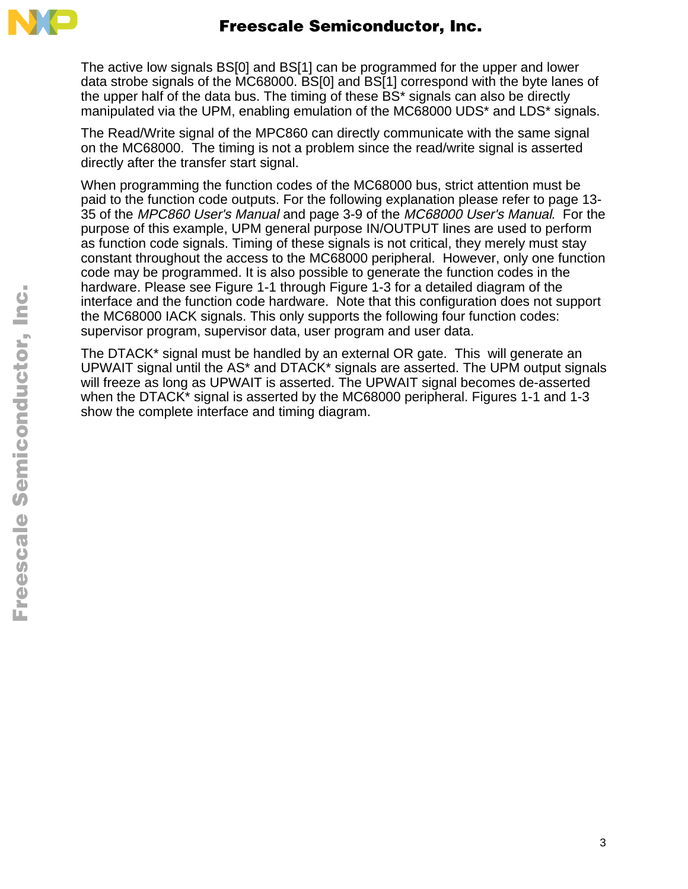The active low signals BS[0] and BS[1] can be programmed for the upper and lower data strobe signals of the MC68000. BS[0] and BS[1] correspond with the byte lanes of the upper half of the data bus. The timing of these BS* signals can also be directly manipulated via the UPM, enabling emulation of the MC68000 UDS* and LDS* signals.

The Read/Write signal of the MPC860 can directly communicate with the same signal on the MC68000. The timing is not a problem since the read/write signal is asserted directly after the transfer start signal.

When programming the function codes of the MC68000 bus, strict attention must be paid to the function code outputs. For the following explanation please refer to page 13-35 of the *MPC860 User's Manual* and page 3-9 of the *MC68000 User's Manual*. For the purpose of this example, UPM general purpose IN/OUTPUT lines are used to perform as function code signals. Timing of these signals is not critical, they merely must stay constant throughout the access to the MC68000 peripheral. However, only one function code may be programmed. It is also possible to generate the function codes in the hardware. Please see Figure 1-1 through Figure 1-3 for a detailed diagram of the interface and the function code hardware. Note that this configuration does not support the MC68000 IACK signals. This only supports the following four function codes: supervisor program, supervisor data, user program and user data.

The DTACK* signal must be handled by an external OR gate. This will generate an UPWAIT signal until the AS* and DTACK* signals are asserted. The UPM output signals will freeze as long as UPWAIT is asserted. The UPWAIT signal becomes de-asserted when the DTACK* signal is asserted by the MC68000 peripheral. Figures 1-1 and 1-3 show the complete interface and timing diagram.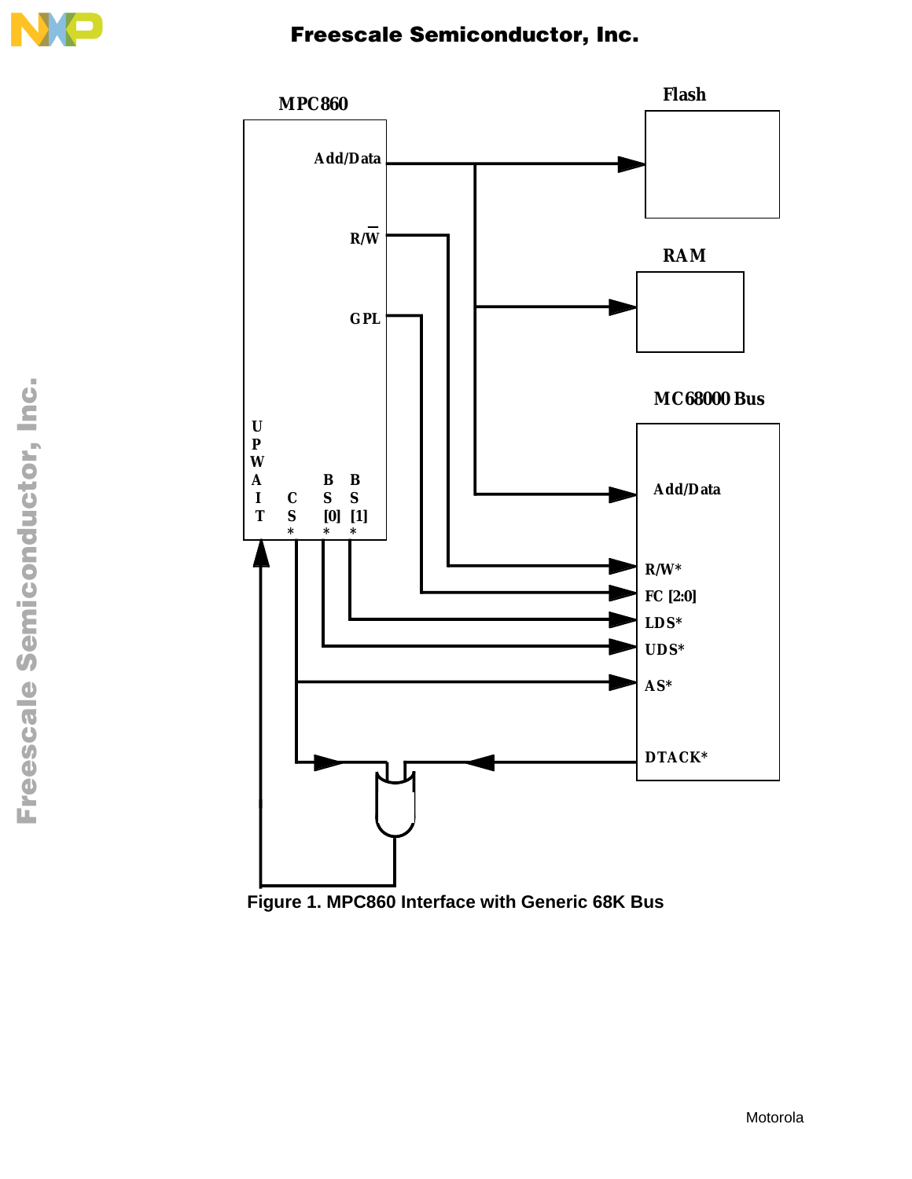Figure 1. MPC860 Interface with Generic 68K Bus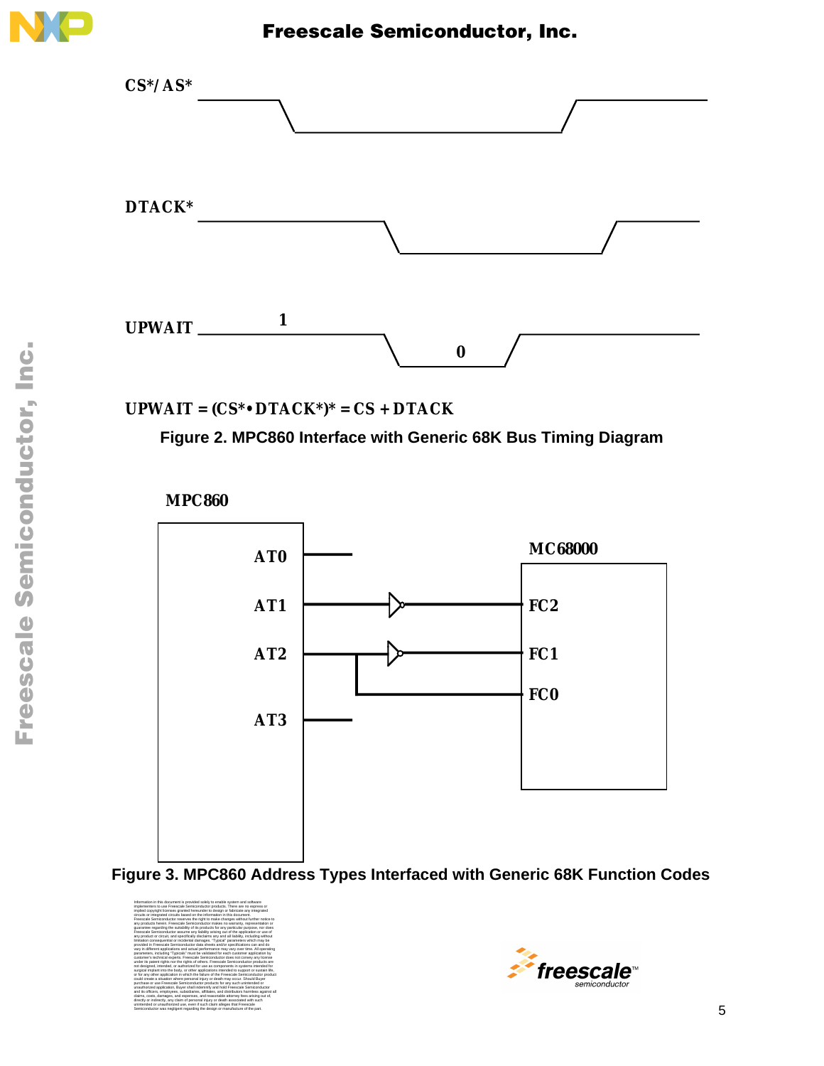CS*/AS*

DTACK*

UPWAIT

1

0

UPWAIT = (CS*•DTACK*)* = CS + DTACK

Figure 2. MPC860 Interface with Generic 68K Bus Timing Diagram

MPC860

AT0

AT1

AT2

AT3

MC68000

FC2

FC1

FC0

Figure 3. MPC860 Address Types Interfaced with Generic 68K Function Codes

Information in this document is provided solely to enable system and software implementers to use Freescale Semiconductor products. There are no express or implied copyright licenses granted hereunder to design or fabricate any integrated circuits or integrated circuits based on the information in this document. Freescale Semiconductor reserves the right to make changes without further notice to any products herein. Freescale Semiconductor makes no warranty, representation or guarantee regarding the suitability of its products for any particular purpose, nor does Freescale Semiconductor assume any liability arising out of the application or use of any product or circuit, and specifically disclaims any and all liability, including without limitation consequential or incidental damages. "Typical" parameters which may be provided in Freescale Semiconductor data sheets and/or specifications can and do vary in different applications and actual performance may vary over time. All operating parameters, including "Typicals" must be validated for each customer application by customer's technical experts. Freescale Semiconductor does not convey any license under its patent rights nor the rights of others. Freescale Semiconductor products are not designed, intended, or authorized for use as components in systems intended for surgical implant into the body, or other applications intended to support or sustain life, or for any other application in which the failure of the Freescale Semiconductor product could create a situation where personal injury or death may occur. Should Buyer purchase or use Freescale Semiconductor products for any such unintended or unauthorized application, Buyer shall indemnify and hold Freescale Semiconductor and its officers, employees, subsidiaries, affiliates, and distributors harmless against all claims, costs, damages, and expenses, and reasonable attorney fees arising out of, directly or indirectly, any claim of personal injury or death associated with such unintended or unauthorized use, even if such claim alleges that Freescale Semiconductor was negligent regarding the design or manufacture of the part.